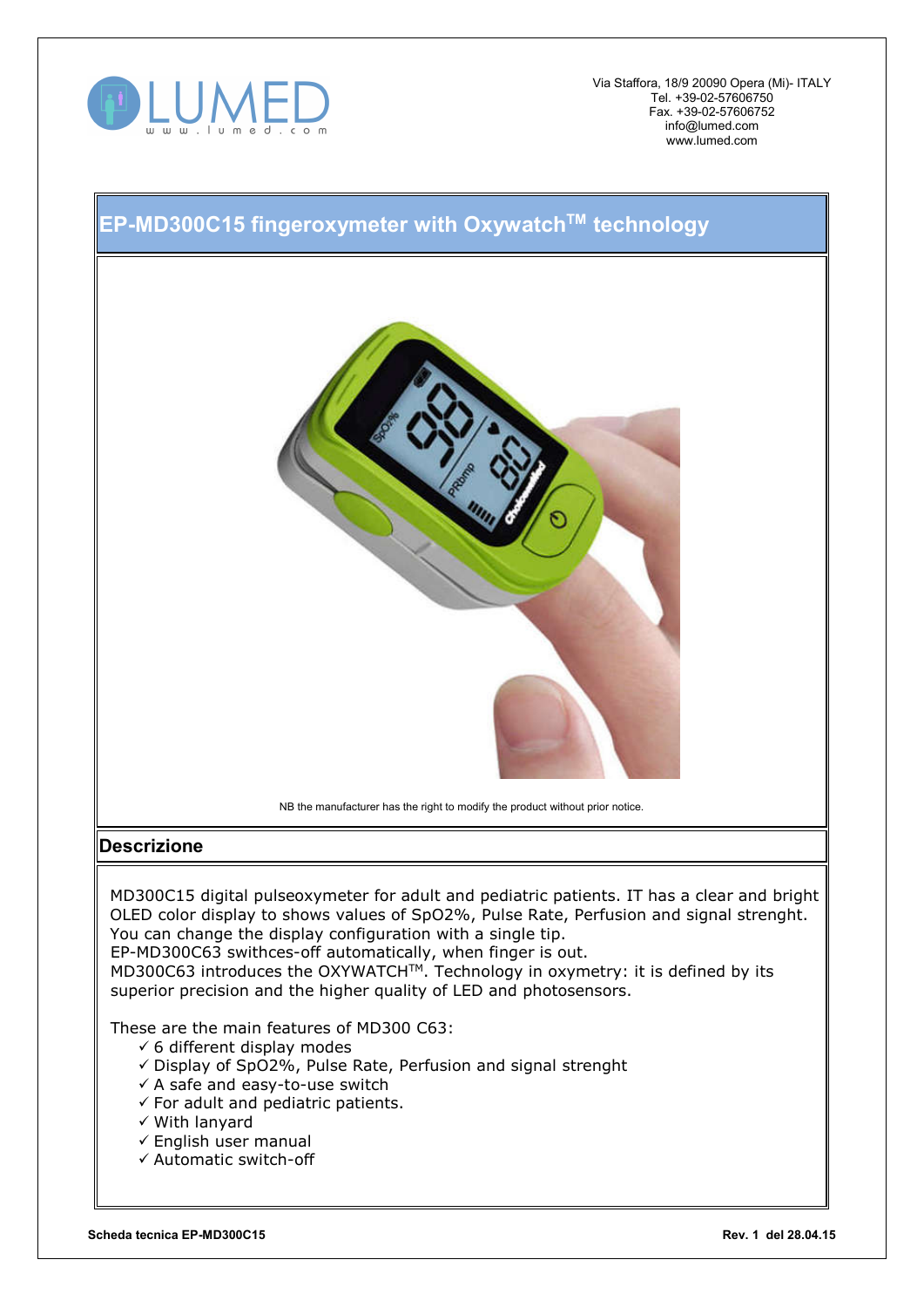LUMED
www.lumed.com

Via Staffora, 18/9 20090 Opera (Mi)- ITALY
Tel. +39-02-57606750
Fax. +39-02-57606752
info@lumed.com
www.lumed.com

# EP-MD300C15 fingeroxymeter with Oxywatch[TM] technology

NB the manufacturer has the right to modify the product without prior notice.

## Descrizione

MD300C15 digital pulseoxymeter for adult and pediatric patients. IT has a clear and bright OLED color display to shows values of SpO2%, Pulse Rate, Perfusion and signal strenght. You can change the display configuration with a single tip.
EP-MD300C63 swithces-off automatically, when finger is out.
MD300C63 introduces the OXYWATCH[TM]. Technology in oxymetry: it is defined by its superior precision and the higher quality of LED and photosensors.

These are the main features of MD300 C63:

- ✓ 6 different display modes
- ✓ Display of SpO2%, Pulse Rate, Perfusion and signal strenght
- ✓ A safe and easy-to-use switch
- ✓ For adult and pediatric patients.
- ✓ With lanyard
- ✓ English user manual
- ✓ Automatic switch-off

Scheda tecnica EP-MD300C15 — Rev. 1 del 28.04.15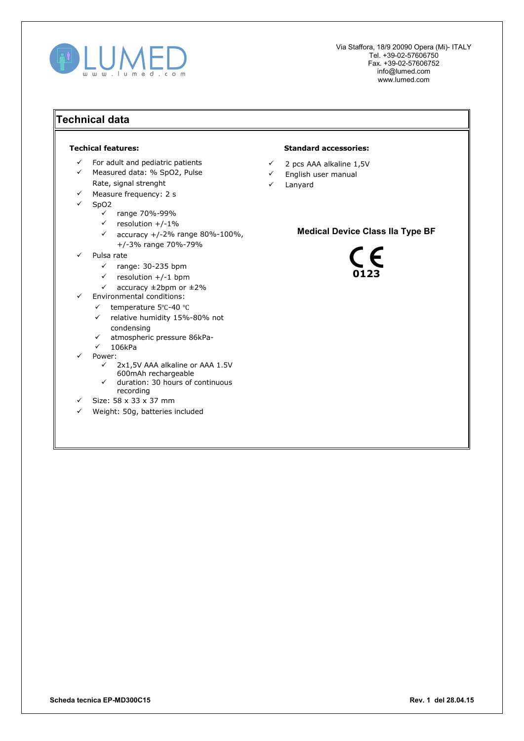LUMED
www.lumed.com

Via Staffora, 18/9 20090 Opera (Mi)- ITALY
Tel. +39-02-57606750
Fax. +39-02-57606752
info@lumed.com
www.lumed.com

# Technical data

**Techical features:**

- ✓ For adult and pediatric patients
- ✓ Measured data: % SpO2, Pulse Rate, signal strenght
- ✓ Measure frequency: 2 s
- ✓ SpO2
  - ✓ range 70%-99%
  - ✓ resolution +/-1%
  - ✓ accuracy +/-2% range 80%-100%, +/-3% range 70%-79%
- ✓ Pulsa rate
  - ✓ range: 30-235 bpm
  - ✓ resolution +/-1 bpm
  - ✓ accuracy ±2bpm or ±2%
- ✓ Environmental conditions:
  - ✓ temperature 5℃-40 ℃
  - ✓ relative humidity 15%-80% not condensing
  - ✓ atmospheric pressure 86kPa-
  - ✓ 106kPa
- ✓ Power:
  - ✓ 2x1,5V AAA alkaline or AAA 1.5V 600mAh rechargeable
  - ✓ duration: 30 hours of continuous recording
- ✓ Size: 58 x 33 x 37 mm
- ✓ Weight: 50g, batteries included

**Standard accessories:**

- ✓ 2 pcs AAA alkaline 1,5V
- ✓ English user manual
- ✓ Lanyard

**Medical Device Class IIa Type BF**

CE
0123

Scheda tecnica EP-MD300C15 Rev. 1 del 28.04.15